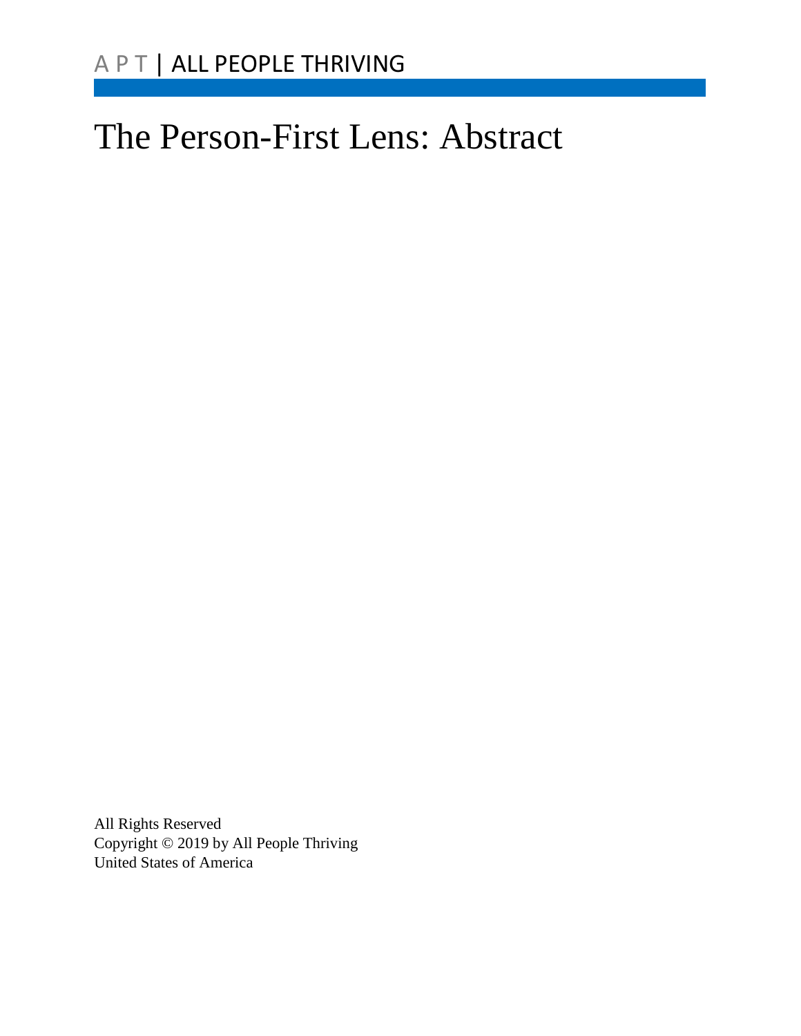A P T | ALL PEOPLE THRIVING

# The Person-First Lens: Abstract

All Rights Reserved
Copyright © 2019 by All People Thriving
United States of America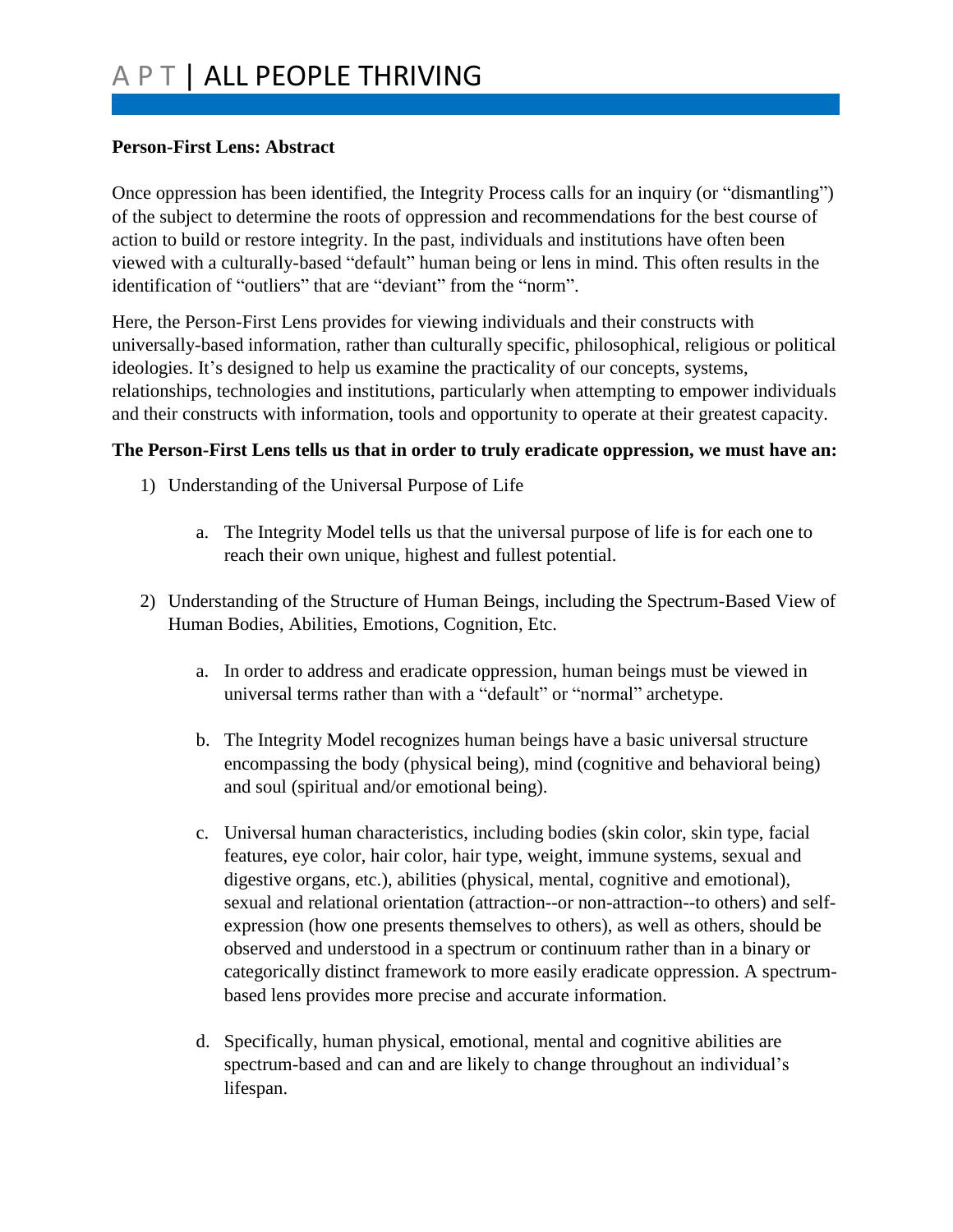**Person-First Lens: Abstract**

Once oppression has been identified, the Integrity Process calls for an inquiry (or "dismantling") of the subject to determine the roots of oppression and recommendations for the best course of action to build or restore integrity. In the past, individuals and institutions have often been viewed with a culturally-based "default" human being or lens in mind. This often results in the identification of "outliers" that are "deviant" from the "norm".

Here, the Person-First Lens provides for viewing individuals and their constructs with universally-based information, rather than culturally specific, philosophical, religious or political ideologies. It's designed to help us examine the practicality of our concepts, systems, relationships, technologies and institutions, particularly when attempting to empower individuals and their constructs with information, tools and opportunity to operate at their greatest capacity.

**The Person-First Lens tells us that in order to truly eradicate oppression, we must have an:**

1) Understanding of the Universal Purpose of Life

    a. The Integrity Model tells us that the universal purpose of life is for each one to reach their own unique, highest and fullest potential.

2) Understanding of the Structure of Human Beings, including the Spectrum-Based View of Human Bodies, Abilities, Emotions, Cognition, Etc.

    a. In order to address and eradicate oppression, human beings must be viewed in universal terms rather than with a "default" or "normal" archetype.

    b. The Integrity Model recognizes human beings have a basic universal structure encompassing the body (physical being), mind (cognitive and behavioral being) and soul (spiritual and/or emotional being).

    c. Universal human characteristics, including bodies (skin color, skin type, facial features, eye color, hair color, hair type, weight, immune systems, sexual and digestive organs, etc.), abilities (physical, mental, cognitive and emotional), sexual and relational orientation (attraction--or non-attraction--to others) and self-expression (how one presents themselves to others), as well as others, should be observed and understood in a spectrum or continuum rather than in a binary or categorically distinct framework to more easily eradicate oppression. A spectrum-based lens provides more precise and accurate information.

    d. Specifically, human physical, emotional, mental and cognitive abilities are spectrum-based and can and are likely to change throughout an individual's lifespan.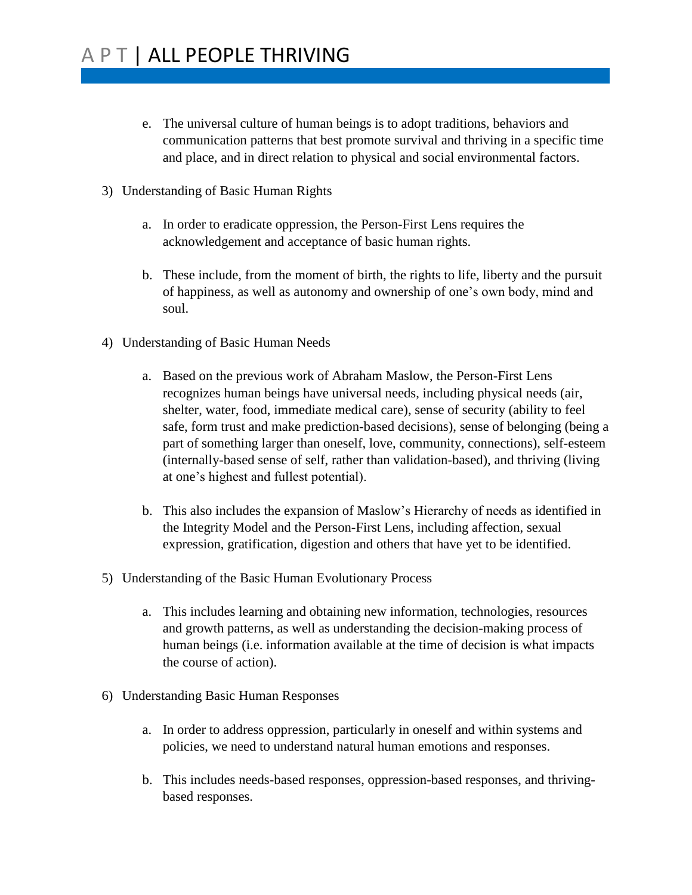e. The universal culture of human beings is to adopt traditions, behaviors and communication patterns that best promote survival and thriving in a specific time and place, and in direct relation to physical and social environmental factors.

3) Understanding of Basic Human Rights

    a. In order to eradicate oppression, the Person-First Lens requires the acknowledgement and acceptance of basic human rights.

    b. These include, from the moment of birth, the rights to life, liberty and the pursuit of happiness, as well as autonomy and ownership of one's own body, mind and soul.

4) Understanding of Basic Human Needs

    a. Based on the previous work of Abraham Maslow, the Person-First Lens recognizes human beings have universal needs, including physical needs (air, shelter, water, food, immediate medical care), sense of security (ability to feel safe, form trust and make prediction-based decisions), sense of belonging (being a part of something larger than oneself, love, community, connections), self-esteem (internally-based sense of self, rather than validation-based), and thriving (living at one's highest and fullest potential).

    b. This also includes the expansion of Maslow's Hierarchy of needs as identified in the Integrity Model and the Person-First Lens, including affection, sexual expression, gratification, digestion and others that have yet to be identified.

5) Understanding of the Basic Human Evolutionary Process

    a. This includes learning and obtaining new information, technologies, resources and growth patterns, as well as understanding the decision-making process of human beings (i.e. information available at the time of decision is what impacts the course of action).

6) Understanding Basic Human Responses

    a. In order to address oppression, particularly in oneself and within systems and policies, we need to understand natural human emotions and responses.

    b. This includes needs-based responses, oppression-based responses, and thriving-based responses.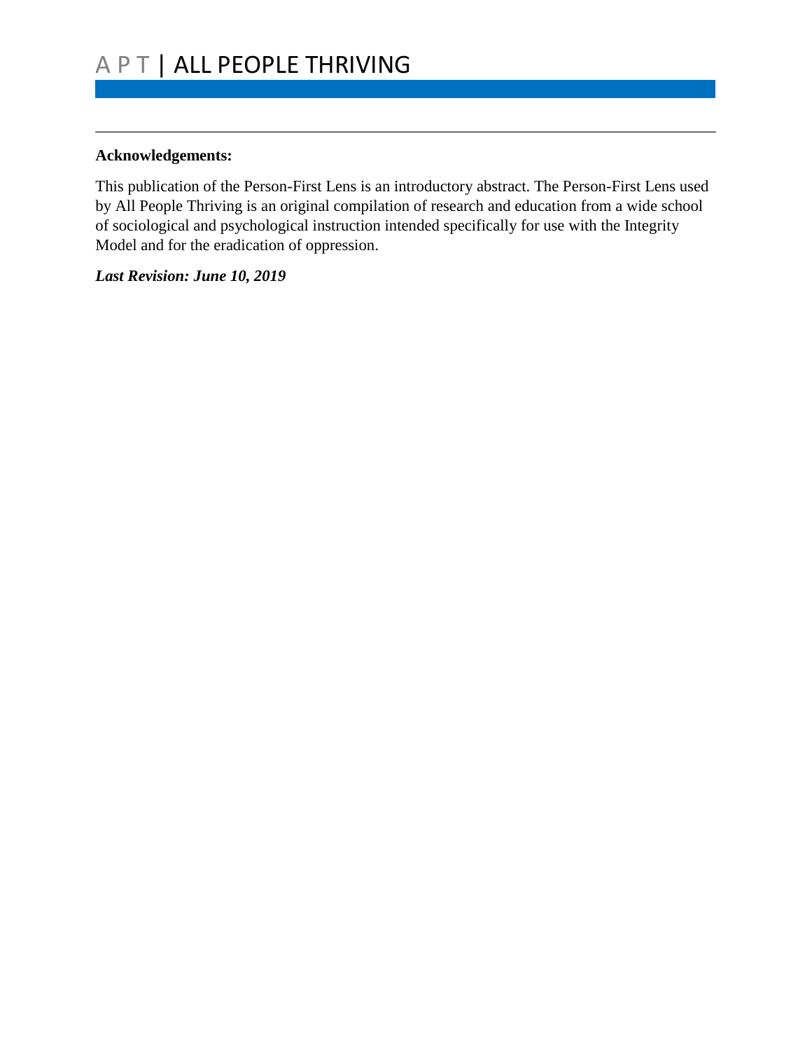**Acknowledgements:**

This publication of the Person-First Lens is an introductory abstract. The Person-First Lens used by All People Thriving is an original compilation of research and education from a wide school of sociological and psychological instruction intended specifically for use with the Integrity Model and for the eradication of oppression.

***Last Revision: June 10, 2019***